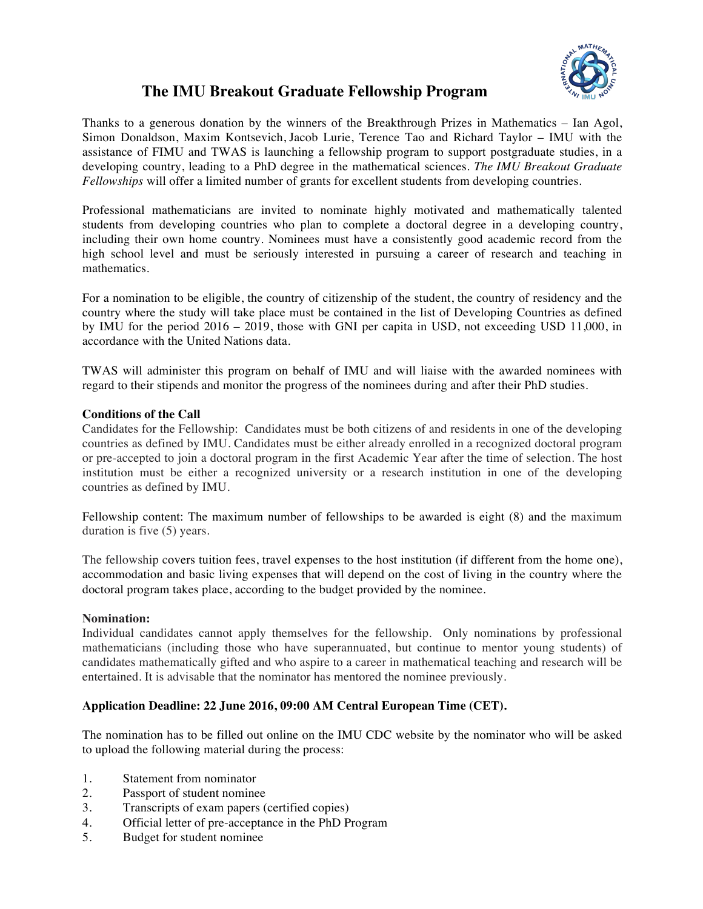# The IMU Breakout Graduate Fellowship Program

Thanks to a generous donation by the winners of the Breakthrough Prizes in Mathematics – Ian Agol, Simon Donaldson, Maxim Kontsevich, Jacob Lurie, Terence Tao and Richard Taylor – IMU with the assistance of FIMU and TWAS is launching a fellowship program to support postgraduate studies, in a developing country, leading to a PhD degree in the mathematical sciences. *The IMU Breakout Graduate Fellowships* will offer a limited number of grants for excellent students from developing countries.

Professional mathematicians are invited to nominate highly motivated and mathematically talented students from developing countries who plan to complete a doctoral degree in a developing country, including their own home country. Nominees must have a consistently good academic record from the high school level and must be seriously interested in pursuing a career of research and teaching in mathematics.

For a nomination to be eligible, the country of citizenship of the student, the country of residency and the country where the study will take place must be contained in the list of Developing Countries as defined by IMU for the period 2016 – 2019, those with GNI per capita in USD, not exceeding USD 11,000, in accordance with the United Nations data.

TWAS will administer this program on behalf of IMU and will liaise with the awarded nominees with regard to their stipends and monitor the progress of the nominees during and after their PhD studies.

**Conditions of the Call**

Candidates for the Fellowship: Candidates must be both citizens of and residents in one of the developing countries as defined by IMU. Candidates must be either already enrolled in a recognized doctoral program or pre-accepted to join a doctoral program in the first Academic Year after the time of selection. The host institution must be either a recognized university or a research institution in one of the developing countries as defined by IMU.

Fellowship content: The maximum number of fellowships to be awarded is eight (8) and the maximum duration is five (5) years.

The fellowship covers tuition fees, travel expenses to the host institution (if different from the home one), accommodation and basic living expenses that will depend on the cost of living in the country where the doctoral program takes place, according to the budget provided by the nominee.

**Nomination:**

Individual candidates cannot apply themselves for the fellowship. Only nominations by professional mathematicians (including those who have superannuated, but continue to mentor young students) of candidates mathematically gifted and who aspire to a career in mathematical teaching and research will be entertained. It is advisable that the nominator has mentored the nominee previously.

**Application Deadline: 22 June 2016, 09:00 AM Central European Time (CET).**

The nomination has to be filled out online on the IMU CDC website by the nominator who will be asked to upload the following material during the process:

1. Statement from nominator
2. Passport of student nominee
3. Transcripts of exam papers (certified copies)
4. Official letter of pre-acceptance in the PhD Program
5. Budget for student nominee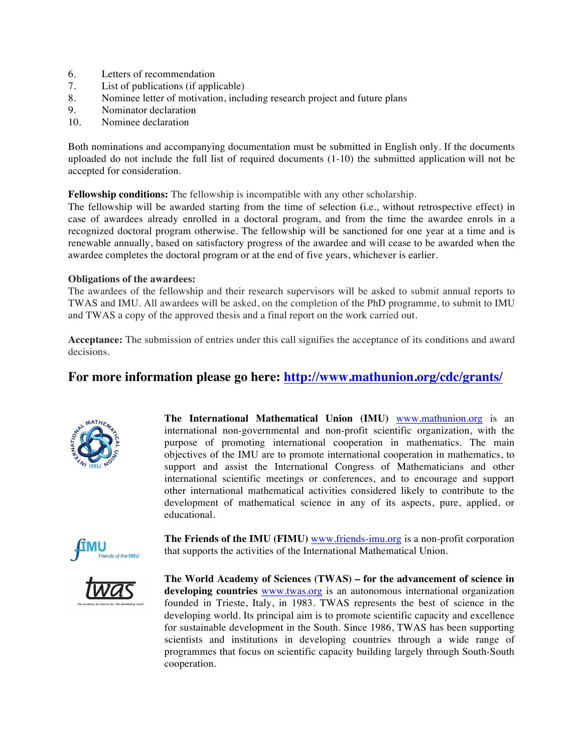6. Letters of recommendation
7. List of publications (if applicable)
8. Nominee letter of motivation, including research project and future plans
9. Nominator declaration
10. Nominee declaration

Both nominations and accompanying documentation must be submitted in English only. If the documents uploaded do not include the full list of required documents (1-10) the submitted application will not be accepted for consideration.

**Fellowship conditions:** The fellowship is incompatible with any other scholarship.
The fellowship will be awarded starting from the time of selection (i.e., without retrospective effect) in case of awardees already enrolled in a doctoral program, and from the time the awardee enrols in a recognized doctoral program otherwise. The fellowship will be sanctioned for one year at a time and is renewable annually, based on satisfactory progress of the awardee and will cease to be awarded when the awardee completes the doctoral program or at the end of five years, whichever is earlier.

**Obligations of the awardees:**
The awardees of the fellowship and their research supervisors will be asked to submit annual reports to TWAS and IMU. All awardees will be asked, on the completion of the PhD programme, to submit to IMU and TWAS a copy of the approved thesis and a final report on the work carried out.

**Acceptance:** The submission of entries under this call signifies the acceptance of its conditions and award decisions.

## For more information please go here: [http://www.mathunion.org/cdc/grants/](http://www.mathunion.org/cdc/grants/)

**The International Mathematical Union (IMU)** [www.mathunion.org](http://www.mathunion.org) is an international non-governmental and non-profit scientific organization, with the purpose of promoting international cooperation in mathematics. The main objectives of the IMU are to promote international cooperation in mathematics, to support and assist the International Congress of Mathematicians and other international scientific meetings or conferences, and to encourage and support other international mathematical activities considered likely to contribute to the development of mathematical science in any of its aspects, pure, applied, or educational.

**The Friends of the IMU (FIMU)** [www.friends-imu.org](http://www.friends-imu.org) is a non-profit corporation that supports the activities of the International Mathematical Union.

**The World Academy of Sciences (TWAS) – for the advancement of science in developing countries** [www.twas.org](http://www.twas.org) is an autonomous international organization founded in Trieste, Italy, in 1983. TWAS represents the best of science in the developing world. Its principal aim is to promote scientific capacity and excellence for sustainable development in the South. Since 1986, TWAS has been supporting scientists and institutions in developing countries through a wide range of programmes that focus on scientific capacity building largely through South-South cooperation.